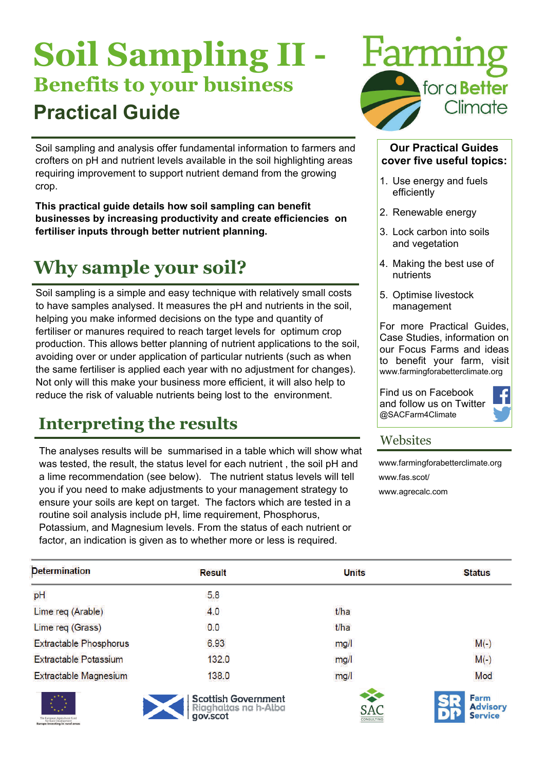# Soil Sampling II - Benefits to your business

## Practical Guide

Soil sampling and analysis offer fundamental information to farmers and crofters on pH and nutrient levels available in the soil highlighting areas requiring improvement to support nutrient demand from the growing crop.

**This practical guide details how soil sampling can benefit businesses by increasing productivity and create efficiencies on fertiliser inputs through better nutrient planning.**

## Why sample your soil?

Soil sampling is a simple and easy technique with relatively small costs to have samples analysed. It measures the pH and nutrients in the soil, helping you make informed decisions on the type and quantity of fertiliser or manures required to reach target levels for optimum crop production. This allows better planning of nutrient applications to the soil, avoiding over or under application of particular nutrients (such as when the same fertiliser is applied each year with no adjustment for changes). Not only will this make your business more efficient, it will also help to reduce the risk of valuable nutrients being lost to the environment.

## Interpreting the results

The analyses results will be summarised in a table which will show what was tested, the result, the status level for each nutrient , the soil pH and a lime recommendation (see below). The nutrient status levels will tell you if you need to make adjustments to your management strategy to ensure your soils are kept on target. The factors which are tested in a routine soil analysis include pH, lime requirement, Phosphorus, Potassium, and Magnesium levels. From the status of each nutrient or factor, an indication is given as to whether more or less is required.

| Determination | Result | Units | Status |
|---|---|---|---|
| pH | 5.8 | | |
| Lime req (Arable) | 4.0 | t/ha | |
| Lime req (Grass) | 0.0 | t/ha | |
| Extractable Phosphorus | 6.93 | mg/l | M(-) |
| Extractable Potassium | 132.0 | mg/l | M(-) |
| Extractable Magnesium | 138.0 | mg/l | Mod |

Farming for a Better Climate

**Our Practical Guides cover five useful topics:**

1. Use energy and fuels efficiently
2. Renewable energy
3. Lock carbon into soils and vegetation
4. Making the best use of nutrients
5. Optimise livestock management

For more Practical Guides, Case Studies, information on our Focus Farms and ideas to benefit your farm, visit www.farmingforabetterclimate.org

Find us on Facebook and follow us on Twitter @SACFarm4Climate

### Websites

www.farmingforabetterclimate.org

www.fas.scot/

www.agrecalc.com

The European Agricultural Fund for Rural Development: Europe investing in rural areas

Scottish Government
Riaghaltas na h-Alba
gov.scot

SAC Consulting

SRDP

Farm Advisory Service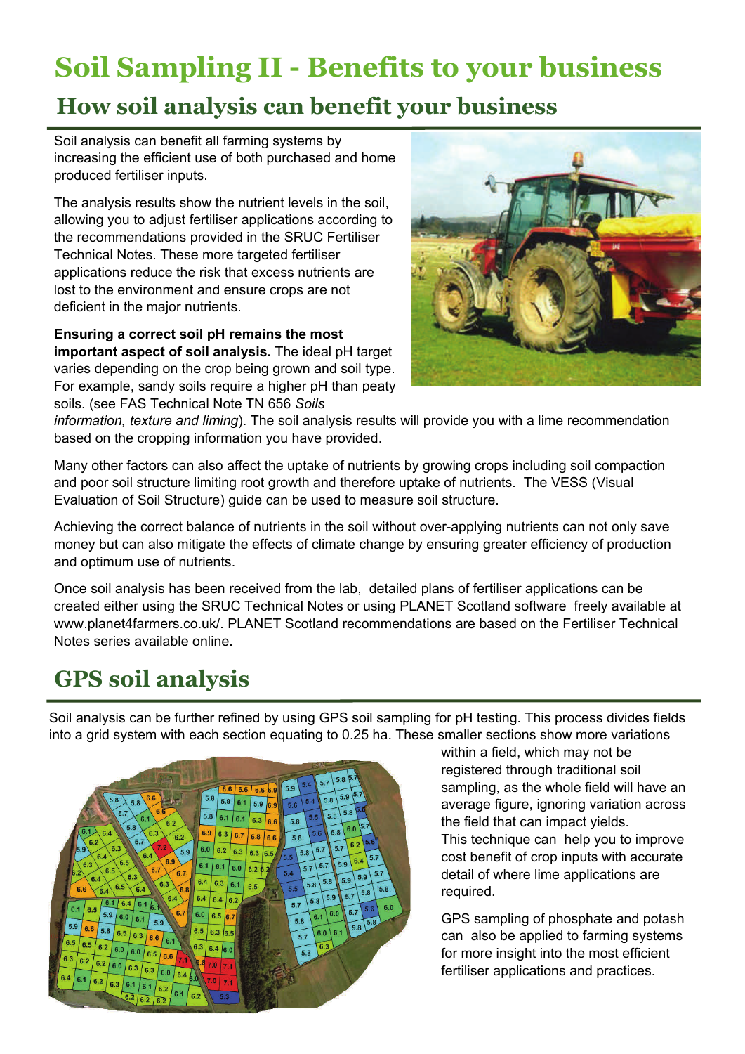# Soil Sampling II - Benefits to your business

## How soil analysis can benefit your business

Soil analysis can benefit all farming systems by increasing the efficient use of both purchased and home produced fertiliser inputs.

The analysis results show the nutrient levels in the soil, allowing you to adjust fertiliser applications according to the recommendations provided in the SRUC Fertiliser Technical Notes. These more targeted fertiliser applications reduce the risk that excess nutrients are lost to the environment and ensure crops are not deficient in the major nutrients.

**Ensuring a correct soil pH remains the most important aspect of soil analysis.** The ideal pH target varies depending on the crop being grown and soil type. For example, sandy soils require a higher pH than peaty soils. (see FAS Technical Note TN 656 *Soils information, texture and liming*). The soil analysis results will provide you with a lime recommendation based on the cropping information you have provided.

Many other factors can also affect the uptake of nutrients by growing crops including soil compaction and poor soil structure limiting root growth and therefore uptake of nutrients. The VESS (Visual Evaluation of Soil Structure) guide can be used to measure soil structure.

Achieving the correct balance of nutrients in the soil without over-applying nutrients can not only save money but can also mitigate the effects of climate change by ensuring greater efficiency of production and optimum use of nutrients.

Once soil analysis has been received from the lab, detailed plans of fertiliser applications can be created either using the SRUC Technical Notes or using PLANET Scotland software freely available at www.planet4farmers.co.uk/. PLANET Scotland recommendations are based on the Fertiliser Technical Notes series available online.

# GPS soil analysis

Soil analysis can be further refined by using GPS soil sampling for pH testing. This process divides fields into a grid system with each section equating to 0.25 ha. These smaller sections show more variations within a field, which may not be registered through traditional soil sampling, as the whole field will have an average figure, ignoring variation across the field that can impact yields.

This technique can help you to improve cost benefit of crop inputs with accurate detail of where lime applications are required.

GPS sampling of phosphate and potash can also be applied to farming systems for more insight into the most efficient fertiliser applications and practices.